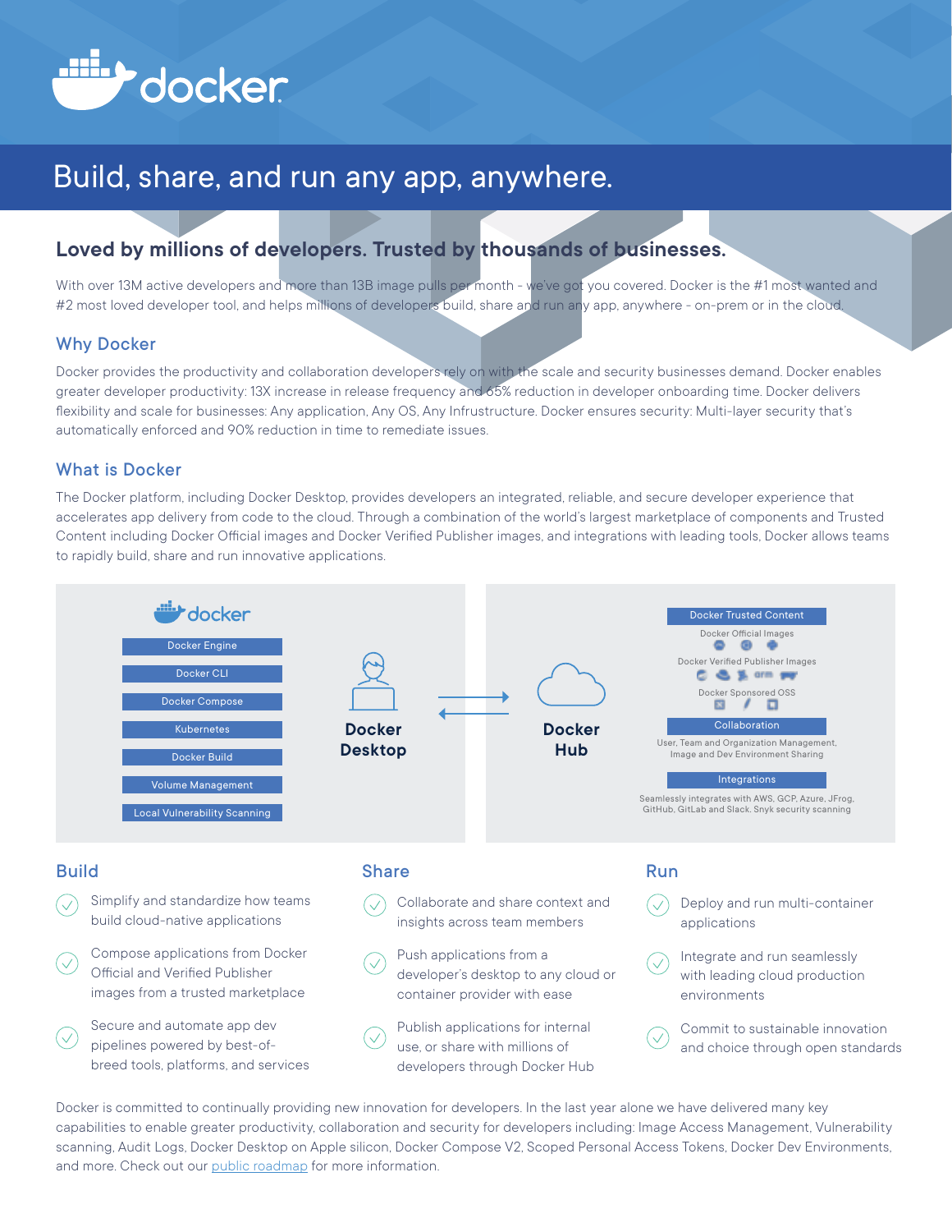# docker

## Build, share, and run any app, anywhere.

### Loved by millions of developers. Trusted by thousands of businesses.

With over 13M active developers and more than 13B image pulls per month - we've got you covered. Docker is the #1 most wanted and #2 most loved developer tool, and helps millions of developers build, share and run any app, anywhere - on-prem or in the cloud.

### Why Docker

Docker provides the productivity and collaboration developers rely on with the scale and security businesses demand. Docker enables greater developer productivity: 13X increase in release frequency and 65% reduction in developer onboarding time. Docker delivers flexibility and scale for businesses: Any application, Any OS, Any Infrustructure. Docker ensures security: Multi-layer security that's automatically enforced and 90% reduction in time to remediate issues.

### What is Docker

The Docker platform, including Docker Desktop, provides developers an integrated, reliable, and secure developer experience that accelerates app delivery from code to the cloud. Through a combination of the world's largest marketplace of components and Trusted Content including Docker Official images and Docker Verified Publisher images, and integrations with leading tools, Docker allows teams to rapidly build, share and run innovative applications.

docker

- Docker Engine
- Docker CLI
- Docker Compose
- Kubernetes
- Docker Build
- Volume Management
- Local Vulnerability Scanning

**Docker Desktop**

**Docker Hub**

**Docker Trusted Content**

Docker Official Images

Docker Verified Publisher Images

Docker Sponsored OSS

**Collaboration**

User, Team and Organization Management, Image and Dev Environment Sharing

**Integrations**

Seamlessly integrates with AWS, GCP, Azure, JFrog, GitHub, GitLab and Slack. Snyk security scanning

### Build

- Simplify and standardize how teams build cloud-native applications
- Compose applications from Docker Official and Verified Publisher images from a trusted marketplace
- Secure and automate app dev pipelines powered by best-of-breed tools, platforms, and services

### Share

- Collaborate and share context and insights across team members
- Push applications from a developer's desktop to any cloud or container provider with ease
- Publish applications for internal use, or share with millions of developers through Docker Hub

### Run

- Deploy and run multi-container applications
- Integrate and run seamlessly with leading cloud production environments
- Commit to sustainable innovation and choice through open standards

Docker is committed to continually providing new innovation for developers. In the last year alone we have delivered many key capabilities to enable greater productivity, collaboration and security for developers including: Image Access Management, Vulnerability scanning, Audit Logs, Docker Desktop on Apple silicon, Docker Compose V2, Scoped Personal Access Tokens, Docker Dev Environments, and more. Check out our public roadmap for more information.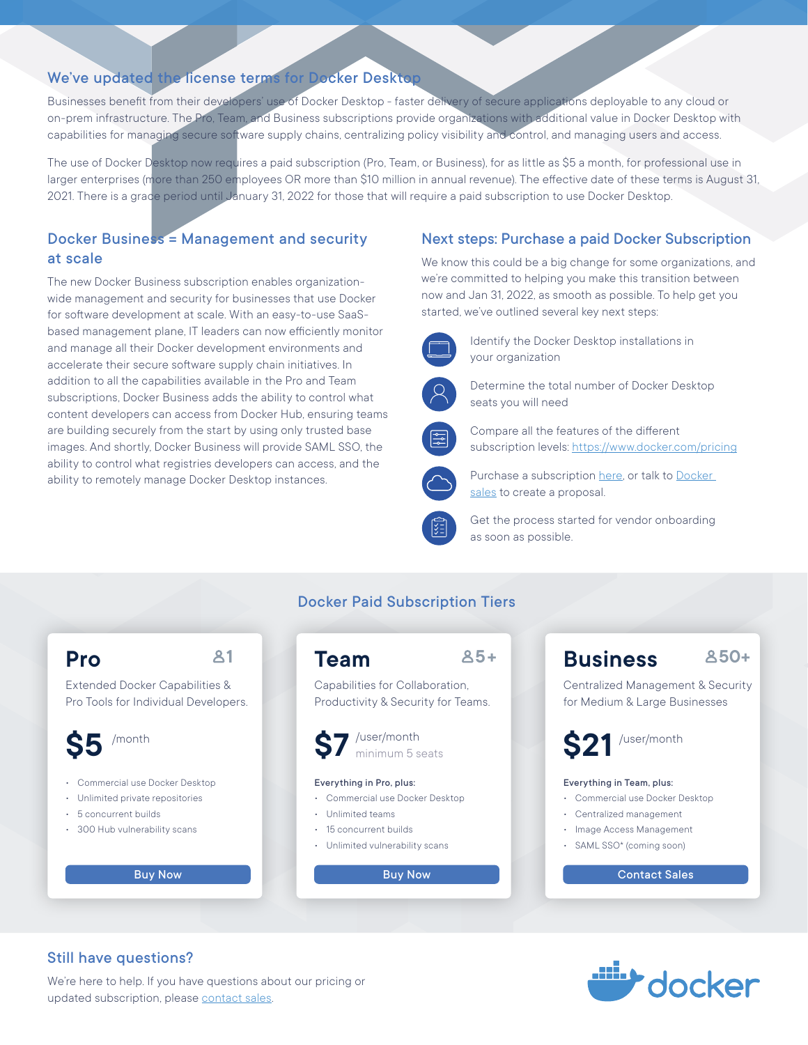## We've updated the license terms for Docker Desktop

Businesses benefit from their developers' use of Docker Desktop - faster delivery of secure applications deployable to any cloud or on-prem infrastructure. The Pro, Team, and Business subscriptions provide organizations with additional value in Docker Desktop with capabilities for managing secure software supply chains, centralizing policy visibility and control, and managing users and access.

The use of Docker Desktop now requires a paid subscription (Pro, Team, or Business), for as little as $5 a month, for professional use in larger enterprises (more than 250 employees OR more than $10 million in annual revenue). The effective date of these terms is August 31, 2021. There is a grace period until January 31, 2022 for those that will require a paid subscription to use Docker Desktop.

## Docker Business = Management and security at scale

The new Docker Business subscription enables organization-wide management and security for businesses that use Docker for software development at scale. With an easy-to-use SaaS-based management plane, IT leaders can now efficiently monitor and manage all their Docker development environments and accelerate their secure software supply chain initiatives. In addition to all the capabilities available in the Pro and Team subscriptions, Docker Business adds the ability to control what content developers can access from Docker Hub, ensuring teams are building securely from the start by using only trusted base images. And shortly, Docker Business will provide SAML SSO, the ability to control what registries developers can access, and the ability to remotely manage Docker Desktop instances.

## Next steps: Purchase a paid Docker Subscription

We know this could be a big change for some organizations, and we're committed to helping you make this transition between now and Jan 31, 2022, as smooth as possible. To help get you started, we've outlined several key next steps:

- Identify the Docker Desktop installations in your organization
- Determine the total number of Docker Desktop seats you will need
- Compare all the features of the different subscription levels: https://www.docker.com/pricing
- Purchase a subscription here, or talk to Docker sales to create a proposal.
- Get the process started for vendor onboarding as soon as possible.

## Docker Paid Subscription Tiers

### Pro — 1

Extended Docker Capabilities & Pro Tools for Individual Developers.

**$5** /month

- Commercial use Docker Desktop
- Unlimited private repositories
- 5 concurrent builds
- 300 Hub vulnerability scans

Buy Now

### Team — 5+

Capabilities for Collaboration, Productivity & Security for Teams.

**$7** /user/month
minimum 5 seats

Everything in Pro, plus:

- Commercial use Docker Desktop
- Unlimited teams
- 15 concurrent builds
- Unlimited vulnerability scans

Buy Now

### Business — 50+

Centralized Management & Security for Medium & Large Businesses

**$21** /user/month

Everything in Team, plus:

- Commercial use Docker Desktop
- Centralized management
- Image Access Management
- SAML SSO* (coming soon)

Contact Sales

## Still have questions?

We're here to help. If you have questions about our pricing or updated subscription, please contact sales.

docker